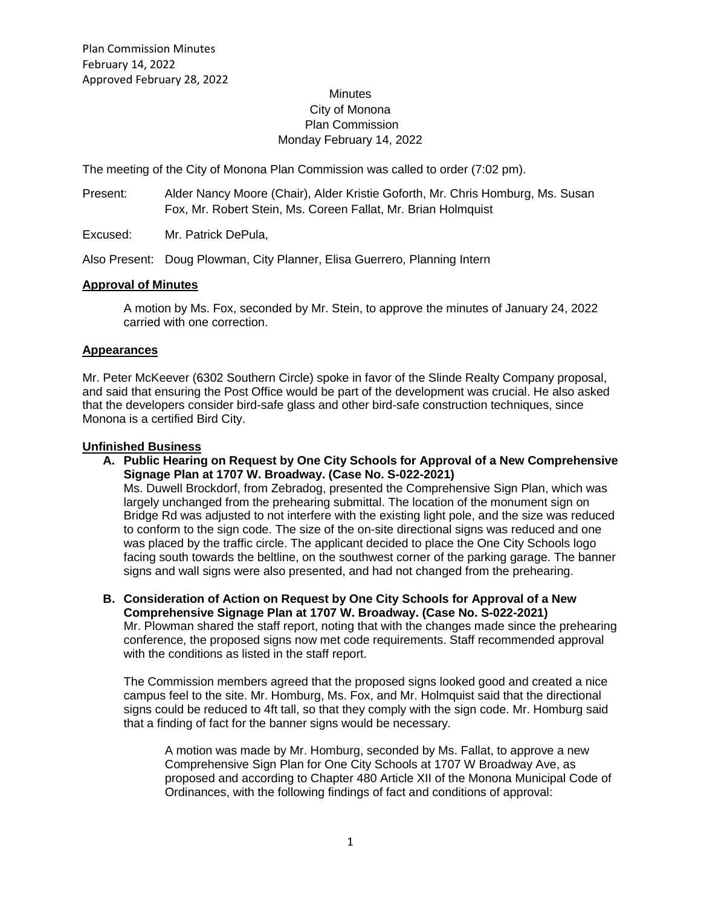Plan Commission Minutes
February 14, 2022
Approved February 28, 2022

Minutes
City of Monona
Plan Commission
Monday February 14, 2022

The meeting of the City of Monona Plan Commission was called to order (7:02 pm).

Present: Alder Nancy Moore (Chair), Alder Kristie Goforth, Mr. Chris Homburg, Ms. Susan Fox, Mr. Robert Stein, Ms. Coreen Fallat, Mr. Brian Holmquist

Excused: Mr. Patrick DePula,

Also Present: Doug Plowman, City Planner, Elisa Guerrero, Planning Intern

**Approval of Minutes**

A motion by Ms. Fox, seconded by Mr. Stein, to approve the minutes of January 24, 2022 carried with one correction.

**Appearances**

Mr. Peter McKeever (6302 Southern Circle) spoke in favor of the Slinde Realty Company proposal, and said that ensuring the Post Office would be part of the development was crucial. He also asked that the developers consider bird-safe glass and other bird-safe construction techniques, since Monona is a certified Bird City.

**Unfinished Business**

**A. Public Hearing on Request by One City Schools for Approval of a New Comprehensive Signage Plan at 1707 W. Broadway. (Case No. S-022-2021)**

Ms. Duwell Brockdorf, from Zebradog, presented the Comprehensive Sign Plan, which was largely unchanged from the prehearing submittal. The location of the monument sign on Bridge Rd was adjusted to not interfere with the existing light pole, and the size was reduced to conform to the sign code. The size of the on-site directional signs was reduced and one was placed by the traffic circle. The applicant decided to place the One City Schools logo facing south towards the beltline, on the southwest corner of the parking garage. The banner signs and wall signs were also presented, and had not changed from the prehearing.

**B. Consideration of Action on Request by One City Schools for Approval of a New Comprehensive Signage Plan at 1707 W. Broadway. (Case No. S-022-2021)**

Mr. Plowman shared the staff report, noting that with the changes made since the prehearing conference, the proposed signs now met code requirements. Staff recommended approval with the conditions as listed in the staff report.

The Commission members agreed that the proposed signs looked good and created a nice campus feel to the site. Mr. Homburg, Ms. Fox, and Mr. Holmquist said that the directional signs could be reduced to 4ft tall, so that they comply with the sign code. Mr. Homburg said that a finding of fact for the banner signs would be necessary.

A motion was made by Mr. Homburg, seconded by Ms. Fallat, to approve a new Comprehensive Sign Plan for One City Schools at 1707 W Broadway Ave, as proposed and according to Chapter 480 Article XII of the Monona Municipal Code of Ordinances, with the following findings of fact and conditions of approval: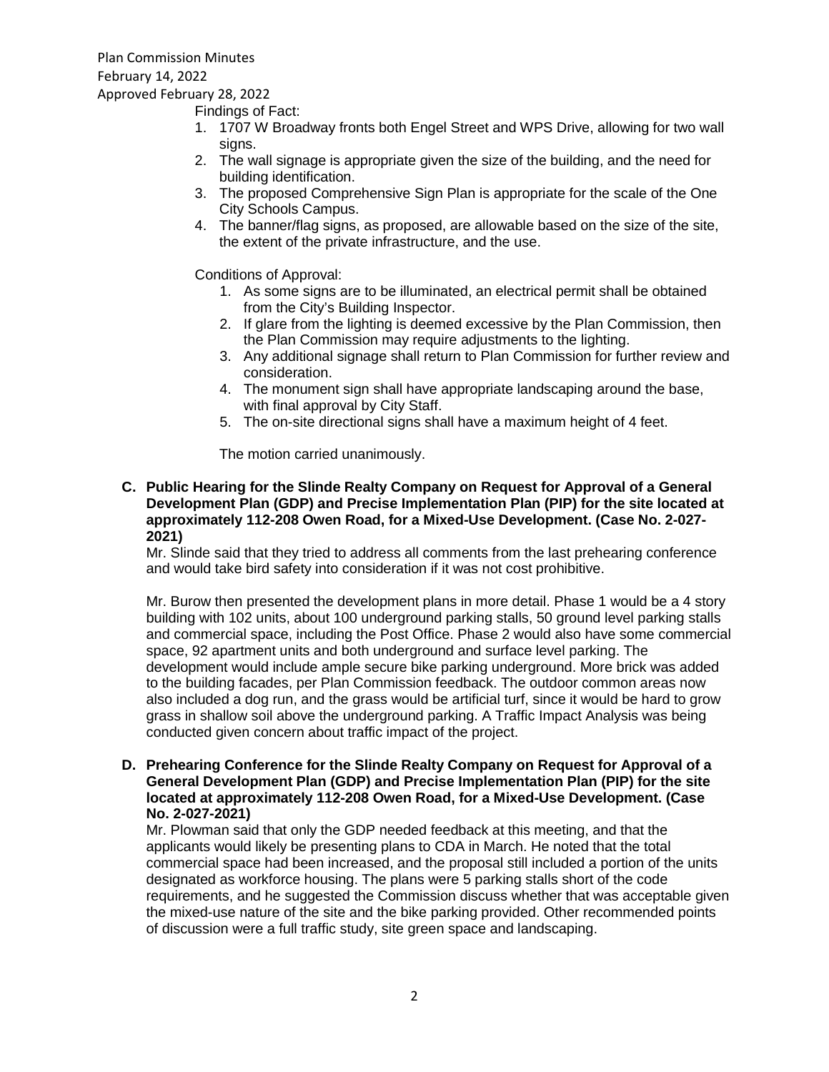Findings of Fact:

1. 1707 W Broadway fronts both Engel Street and WPS Drive, allowing for two wall signs.
2. The wall signage is appropriate given the size of the building, and the need for building identification.
3. The proposed Comprehensive Sign Plan is appropriate for the scale of the One City Schools Campus.
4. The banner/flag signs, as proposed, are allowable based on the size of the site, the extent of the private infrastructure, and the use.

Conditions of Approval:

1. As some signs are to be illuminated, an electrical permit shall be obtained from the City's Building Inspector.
2. If glare from the lighting is deemed excessive by the Plan Commission, then the Plan Commission may require adjustments to the lighting.
3. Any additional signage shall return to Plan Commission for further review and consideration.
4. The monument sign shall have appropriate landscaping around the base, with final approval by City Staff.
5. The on-site directional signs shall have a maximum height of 4 feet.

The motion carried unanimously.

**C. Public Hearing for the Slinde Realty Company on Request for Approval of a General Development Plan (GDP) and Precise Implementation Plan (PIP) for the site located at approximately 112-208 Owen Road, for a Mixed-Use Development. (Case No. 2-027-2021)**

Mr. Slinde said that they tried to address all comments from the last prehearing conference and would take bird safety into consideration if it was not cost prohibitive.

Mr. Burow then presented the development plans in more detail. Phase 1 would be a 4 story building with 102 units, about 100 underground parking stalls, 50 ground level parking stalls and commercial space, including the Post Office. Phase 2 would also have some commercial space, 92 apartment units and both underground and surface level parking. The development would include ample secure bike parking underground. More brick was added to the building facades, per Plan Commission feedback. The outdoor common areas now also included a dog run, and the grass would be artificial turf, since it would be hard to grow grass in shallow soil above the underground parking. A Traffic Impact Analysis was being conducted given concern about traffic impact of the project.

**D. Prehearing Conference for the Slinde Realty Company on Request for Approval of a General Development Plan (GDP) and Precise Implementation Plan (PIP) for the site located at approximately 112-208 Owen Road, for a Mixed-Use Development. (Case No. 2-027-2021)**

Mr. Plowman said that only the GDP needed feedback at this meeting, and that the applicants would likely be presenting plans to CDA in March. He noted that the total commercial space had been increased, and the proposal still included a portion of the units designated as workforce housing. The plans were 5 parking stalls short of the code requirements, and he suggested the Commission discuss whether that was acceptable given the mixed-use nature of the site and the bike parking provided. Other recommended points of discussion were a full traffic study, site green space and landscaping.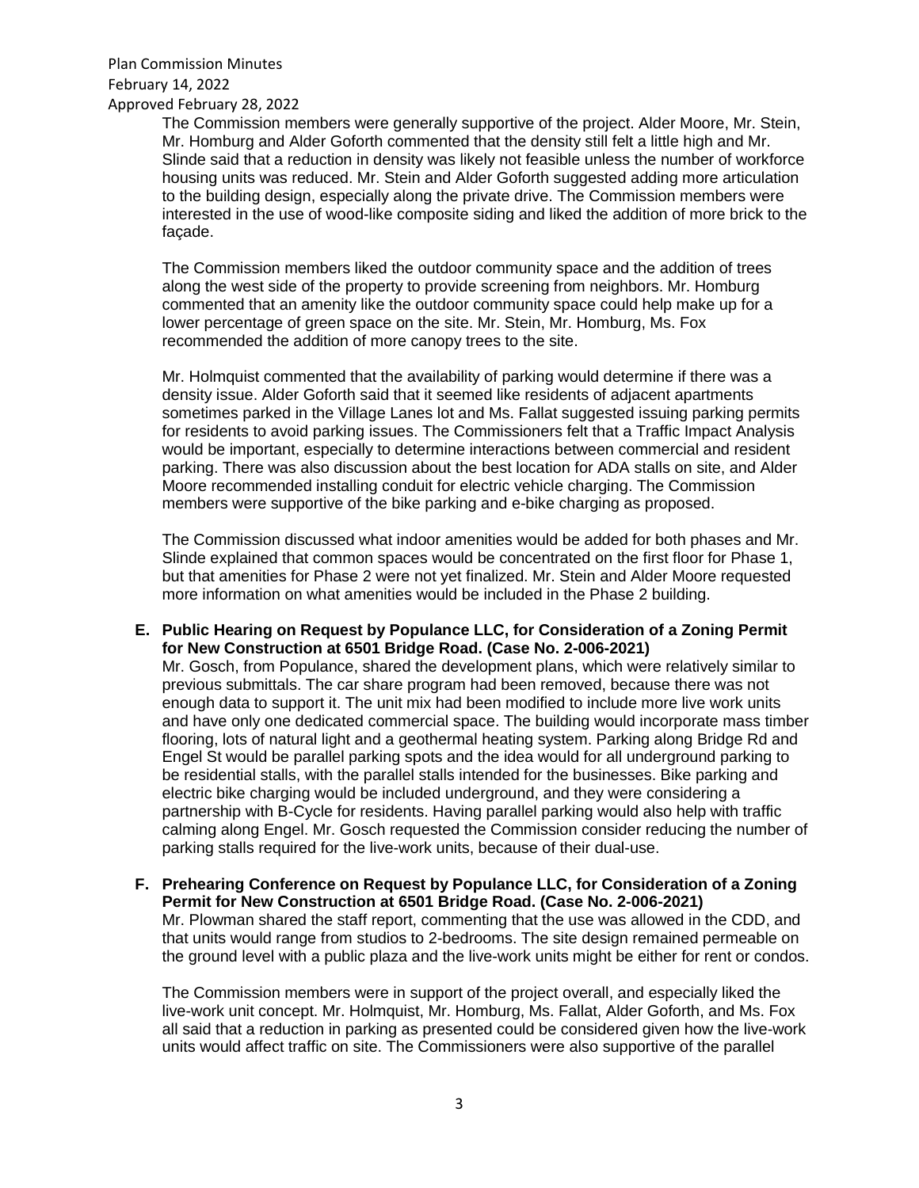The Commission members were generally supportive of the project. Alder Moore, Mr. Stein, Mr. Homburg and Alder Goforth commented that the density still felt a little high and Mr. Slinde said that a reduction in density was likely not feasible unless the number of workforce housing units was reduced. Mr. Stein and Alder Goforth suggested adding more articulation to the building design, especially along the private drive. The Commission members were interested in the use of wood-like composite siding and liked the addition of more brick to the façade.

The Commission members liked the outdoor community space and the addition of trees along the west side of the property to provide screening from neighbors. Mr. Homburg commented that an amenity like the outdoor community space could help make up for a lower percentage of green space on the site. Mr. Stein, Mr. Homburg, Ms. Fox recommended the addition of more canopy trees to the site.

Mr. Holmquist commented that the availability of parking would determine if there was a density issue. Alder Goforth said that it seemed like residents of adjacent apartments sometimes parked in the Village Lanes lot and Ms. Fallat suggested issuing parking permits for residents to avoid parking issues. The Commissioners felt that a Traffic Impact Analysis would be important, especially to determine interactions between commercial and resident parking. There was also discussion about the best location for ADA stalls on site, and Alder Moore recommended installing conduit for electric vehicle charging. The Commission members were supportive of the bike parking and e-bike charging as proposed.

The Commission discussed what indoor amenities would be added for both phases and Mr. Slinde explained that common spaces would be concentrated on the first floor for Phase 1, but that amenities for Phase 2 were not yet finalized. Mr. Stein and Alder Moore requested more information on what amenities would be included in the Phase 2 building.

**E. Public Hearing on Request by Populance LLC, for Consideration of a Zoning Permit for New Construction at 6501 Bridge Road. (Case No. 2-006-2021)**

Mr. Gosch, from Populance, shared the development plans, which were relatively similar to previous submittals. The car share program had been removed, because there was not enough data to support it. The unit mix had been modified to include more live work units and have only one dedicated commercial space. The building would incorporate mass timber flooring, lots of natural light and a geothermal heating system. Parking along Bridge Rd and Engel St would be parallel parking spots and the idea would for all underground parking to be residential stalls, with the parallel stalls intended for the businesses. Bike parking and electric bike charging would be included underground, and they were considering a partnership with B-Cycle for residents. Having parallel parking would also help with traffic calming along Engel. Mr. Gosch requested the Commission consider reducing the number of parking stalls required for the live-work units, because of their dual-use.

**F. Prehearing Conference on Request by Populance LLC, for Consideration of a Zoning Permit for New Construction at 6501 Bridge Road. (Case No. 2-006-2021)**

Mr. Plowman shared the staff report, commenting that the use was allowed in the CDD, and that units would range from studios to 2-bedrooms. The site design remained permeable on the ground level with a public plaza and the live-work units might be either for rent or condos.

The Commission members were in support of the project overall, and especially liked the live-work unit concept. Mr. Holmquist, Mr. Homburg, Ms. Fallat, Alder Goforth, and Ms. Fox all said that a reduction in parking as presented could be considered given how the live-work units would affect traffic on site. The Commissioners were also supportive of the parallel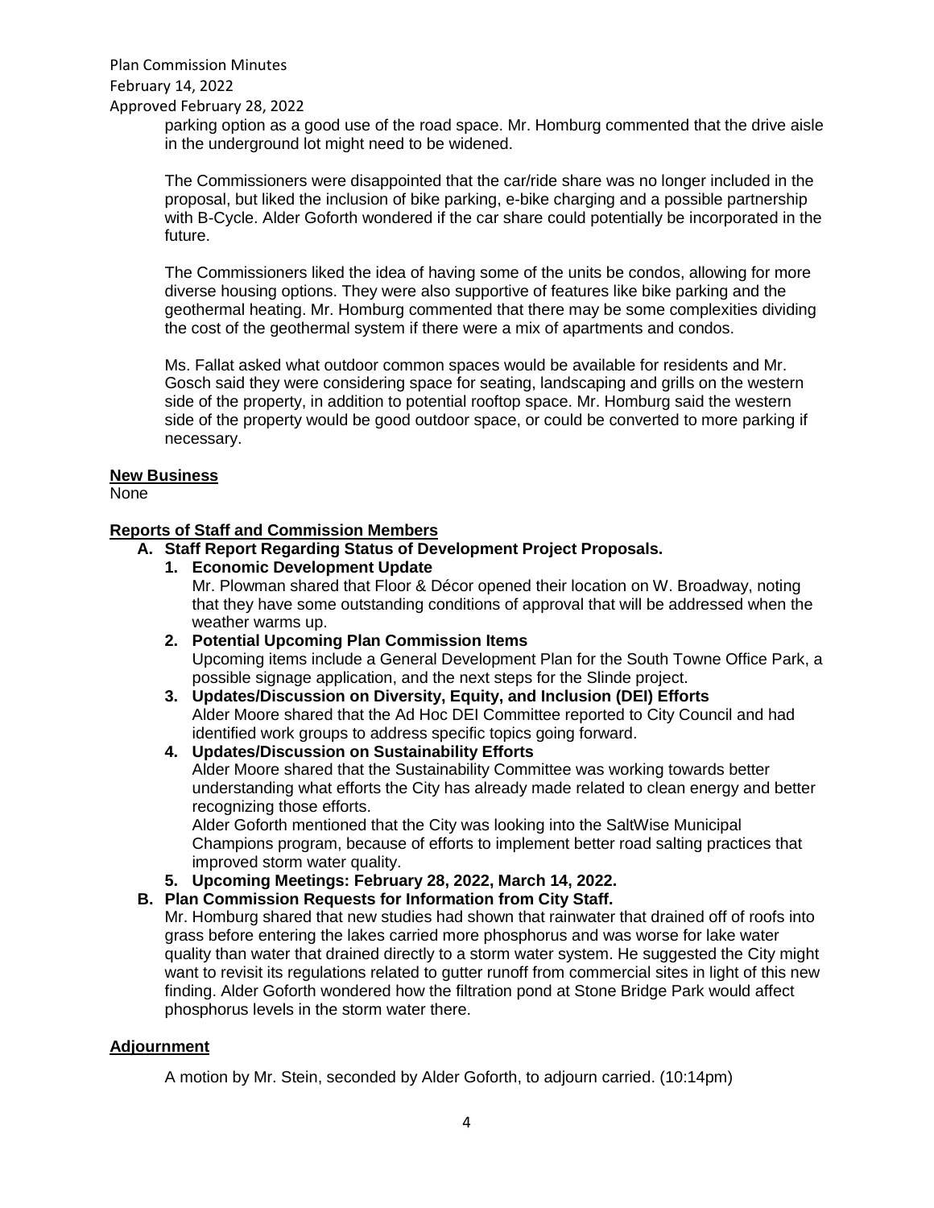parking option as a good use of the road space. Mr. Homburg commented that the drive aisle in the underground lot might need to be widened.

The Commissioners were disappointed that the car/ride share was no longer included in the proposal, but liked the inclusion of bike parking, e-bike charging and a possible partnership with B-Cycle. Alder Goforth wondered if the car share could potentially be incorporated in the future.

The Commissioners liked the idea of having some of the units be condos, allowing for more diverse housing options. They were also supportive of features like bike parking and the geothermal heating. Mr. Homburg commented that there may be some complexities dividing the cost of the geothermal system if there were a mix of apartments and condos.

Ms. Fallat asked what outdoor common spaces would be available for residents and Mr. Gosch said they were considering space for seating, landscaping and grills on the western side of the property, in addition to potential rooftop space. Mr. Homburg said the western side of the property would be good outdoor space, or could be converted to more parking if necessary.

## New Business

None

## Reports of Staff and Commission Members

**A. Staff Report Regarding Status of Development Project Proposals.**

1. **Economic Development Update**
   Mr. Plowman shared that Floor & Décor opened their location on W. Broadway, noting that they have some outstanding conditions of approval that will be addressed when the weather warms up.
2. **Potential Upcoming Plan Commission Items**
   Upcoming items include a General Development Plan for the South Towne Office Park, a possible signage application, and the next steps for the Slinde project.
3. **Updates/Discussion on Diversity, Equity, and Inclusion (DEI) Efforts**
   Alder Moore shared that the Ad Hoc DEI Committee reported to City Council and had identified work groups to address specific topics going forward.
4. **Updates/Discussion on Sustainability Efforts**
   Alder Moore shared that the Sustainability Committee was working towards better understanding what efforts the City has already made related to clean energy and better recognizing those efforts.
   Alder Goforth mentioned that the City was looking into the SaltWise Municipal Champions program, because of efforts to implement better road salting practices that improved storm water quality.
5. **Upcoming Meetings: February 28, 2022, March 14, 2022.**

**B. Plan Commission Requests for Information from City Staff.**

Mr. Homburg shared that new studies had shown that rainwater that drained off of roofs into grass before entering the lakes carried more phosphorus and was worse for lake water quality than water that drained directly to a storm water system. He suggested the City might want to revisit its regulations related to gutter runoff from commercial sites in light of this new finding. Alder Goforth wondered how the filtration pond at Stone Bridge Park would affect phosphorus levels in the storm water there.

## Adjournment

A motion by Mr. Stein, seconded by Alder Goforth, to adjourn carried. (10:14pm)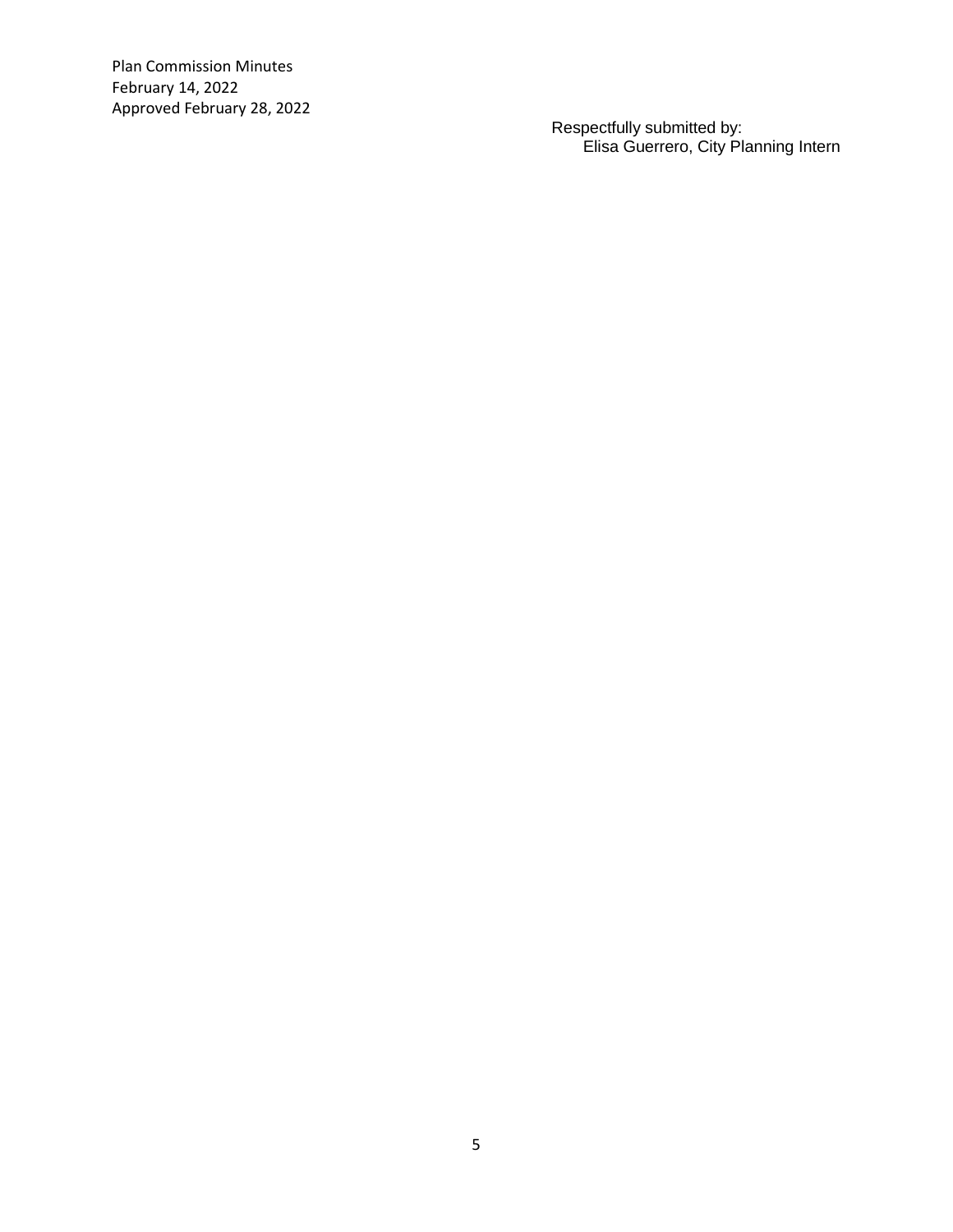Respectfully submitted by:
Elisa Guerrero, City Planning Intern